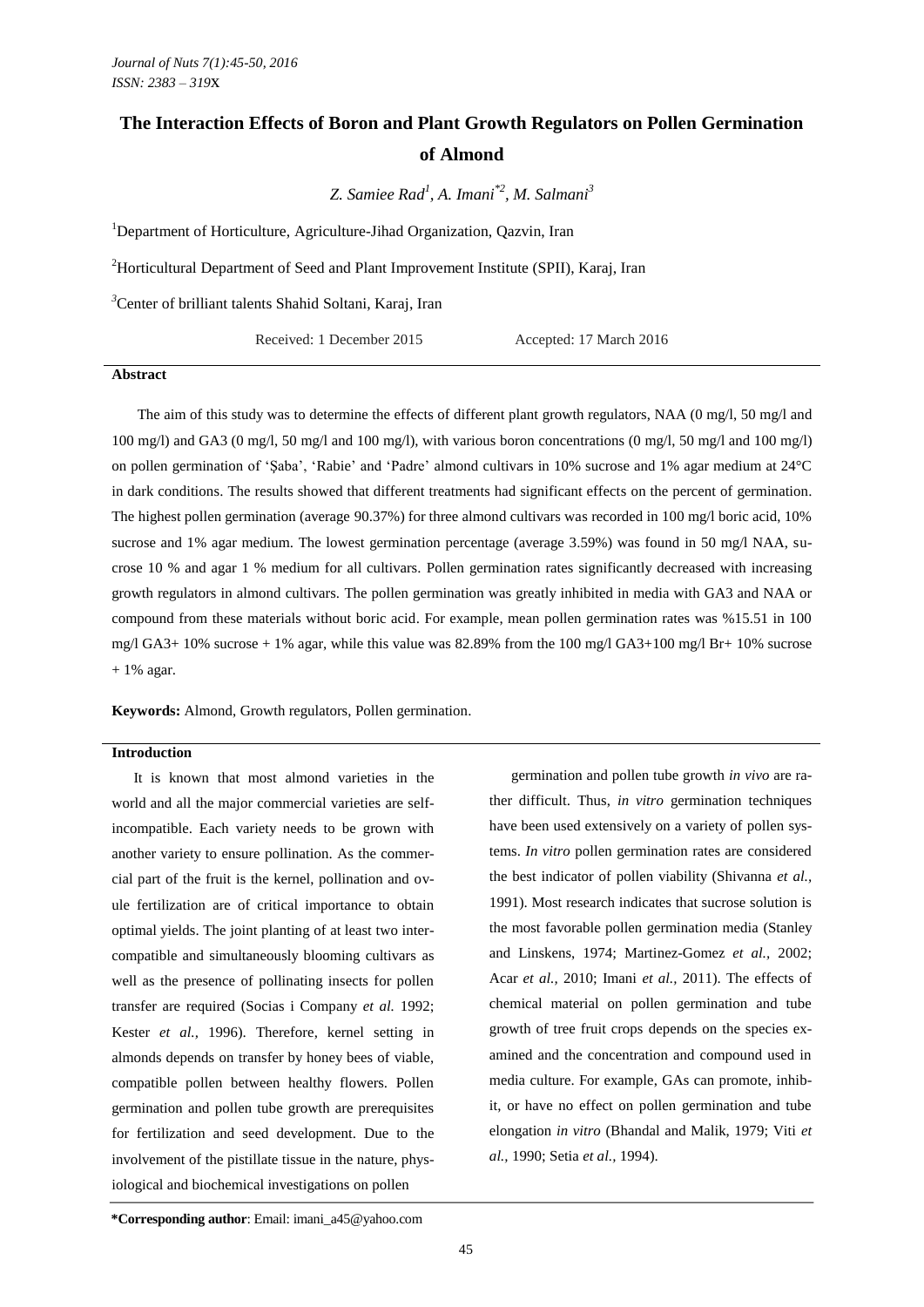# The Interaction Effects of Boron and Plant Growth Regulators on Pollen Germination of Almond

*Z. Samiee Rad[1], A. Imani[*2], M. Salmani[3]*

[1]Department of Horticulture, Agriculture-Jihad Organization, Qazvin, Iran

[2]Horticultural Department of Seed and Plant Improvement Institute (SPII), Karaj, Iran

[3]Center of brilliant talents Shahid Soltani, Karaj, Iran

Received: 1 December 2015 Accepted: 17 March 2016

## Abstract

The aim of this study was to determine the effects of different plant growth regulators, NAA (0 mg/l, 50 mg/l and 100 mg/l) and GA3 (0 mg/l, 50 mg/l and 100 mg/l), with various boron concentrations (0 mg/l, 50 mg/l and 100 mg/l) on pollen germination of 'Şaba', 'Rabie' and 'Padre' almond cultivars in 10% sucrose and 1% agar medium at 24°C in dark conditions. The results showed that different treatments had significant effects on the percent of germination. The highest pollen germination (average 90.37%) for three almond cultivars was recorded in 100 mg/l boric acid, 10% sucrose and 1% agar medium. The lowest germination percentage (average 3.59%) was found in 50 mg/l NAA, sucrose 10 % and agar 1 % medium for all cultivars. Pollen germination rates significantly decreased with increasing growth regulators in almond cultivars. The pollen germination was greatly inhibited in media with GA3 and NAA or compound from these materials without boric acid. For example, mean pollen germination rates was %15.51 in 100 mg/l GA3+ 10% sucrose + 1% agar, while this value was 82.89% from the 100 mg/l GA3+100 mg/l Br+ 10% sucrose + 1% agar.

**Keywords:** Almond, Growth regulators, Pollen germination.

## Introduction

It is known that most almond varieties in the world and all the major commercial varieties are self-incompatible. Each variety needs to be grown with another variety to ensure pollination. As the commercial part of the fruit is the kernel, pollination and ovule fertilization are of critical importance to obtain optimal yields. The joint planting of at least two inter-compatible and simultaneously blooming cultivars as well as the presence of pollinating insects for pollen transfer are required (Socias i Company *et al.* 1992; Kester *et al.,* 1996). Therefore, kernel setting in almonds depends on transfer by honey bees of viable, compatible pollen between healthy flowers. Pollen germination and pollen tube growth are prerequisites for fertilization and seed development. Due to the involvement of the pistillate tissue in the nature, physiological and biochemical investigations on pollen germination and pollen tube growth *in vivo* are rather difficult. Thus, *in vitro* germination techniques have been used extensively on a variety of pollen systems. *In vitro* pollen germination rates are considered the best indicator of pollen viability (Shivanna *et al.*, 1991). Most research indicates that sucrose solution is the most favorable pollen germination media (Stanley and Linskens, 1974; Martinez-Gomez *et al.*, 2002; Acar *et al.,* 2010; Imani *et al.,* 2011). The effects of chemical material on pollen germination and tube growth of tree fruit crops depends on the species examined and the concentration and compound used in media culture. For example, GAs can promote, inhibit, or have no effect on pollen germination and tube elongation *in vitro* (Bhandal and Malik, 1979; Viti *et al.,* 1990; Setia *et al.,* 1994).

**\*Corresponding author**: Email: imani_a45@yahoo.com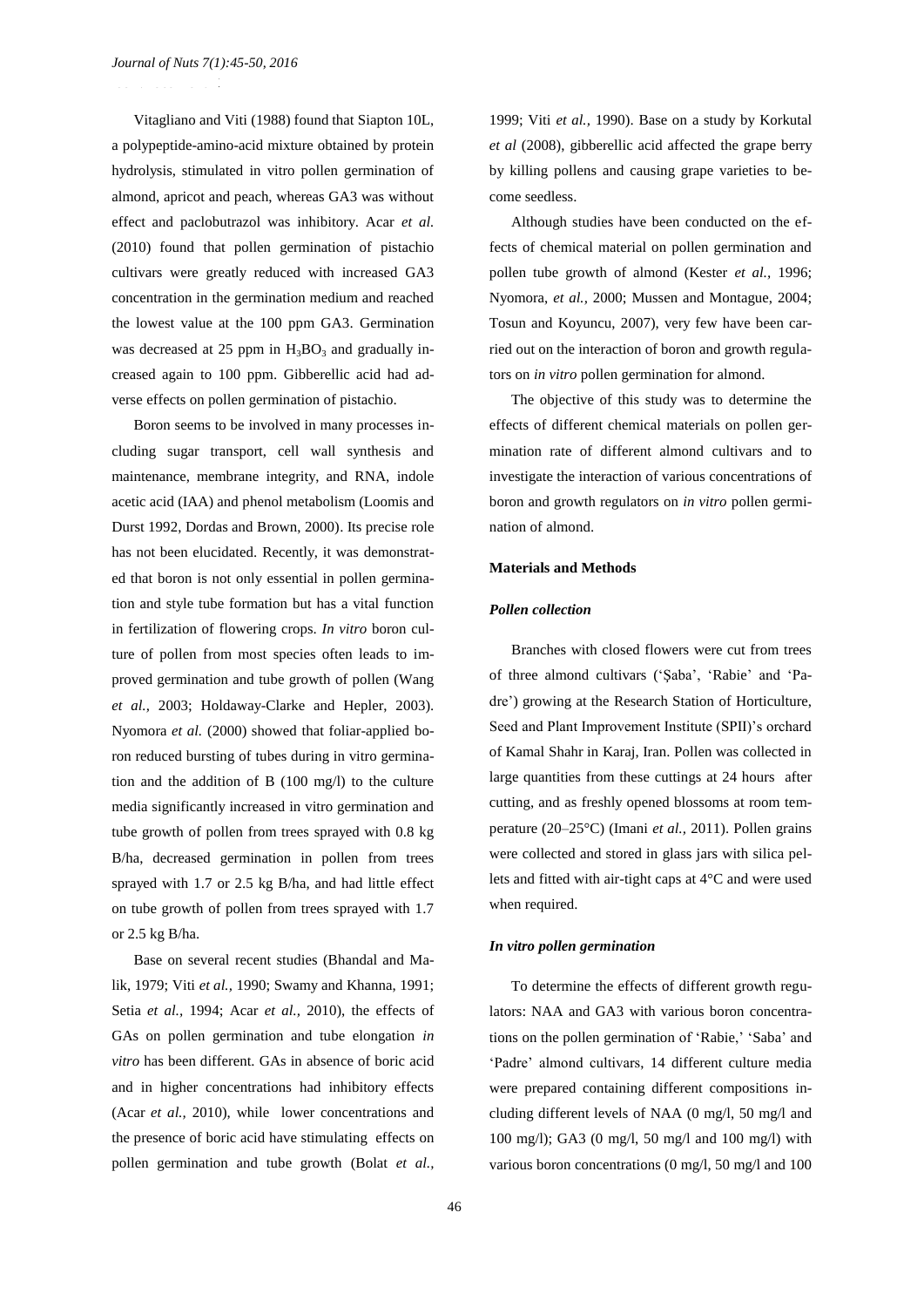Vitagliano and Viti (1988) found that Siapton 10L, a polypeptide-amino-acid mixture obtained by protein hydrolysis, stimulated in vitro pollen germination of almond, apricot and peach, whereas GA3 was without effect and paclobutrazol was inhibitory. Acar *et al.* (2010) found that pollen germination of pistachio cultivars were greatly reduced with increased GA3 concentration in the germination medium and reached the lowest value at the 100 ppm GA3. Germination was decreased at 25 ppm in $H_3BO_3$ and gradually increased again to 100 ppm. Gibberellic acid had adverse effects on pollen germination of pistachio.

Boron seems to be involved in many processes including sugar transport, cell wall synthesis and maintenance, membrane integrity, and RNA, indole acetic acid (IAA) and phenol metabolism (Loomis and Durst 1992, Dordas and Brown, 2000). Its precise role has not been elucidated. Recently, it was demonstrated that boron is not only essential in pollen germination and style tube formation but has a vital function in fertilization of flowering crops. *In vitro* boron culture of pollen from most species often leads to improved germination and tube growth of pollen (Wang *et al.,* 2003; Holdaway-Clarke and Hepler, 2003). Nyomora *et al.* (2000) showed that foliar-applied boron reduced bursting of tubes during in vitro germination and the addition of B (100 mg/l) to the culture media significantly increased in vitro germination and tube growth of pollen from trees sprayed with 0.8 kg B/ha, decreased germination in pollen from trees sprayed with 1.7 or 2.5 kg B/ha, and had little effect on tube growth of pollen from trees sprayed with 1.7 or 2.5 kg B/ha.

Base on several recent studies (Bhandal and Malik, 1979; Viti *et al.,* 1990; Swamy and Khanna, 1991; Setia *et al.,* 1994; Acar *et al.,* 2010), the effects of GAs on pollen germination and tube elongation *in vitro* has been different. GAs in absence of boric acid and in higher concentrations had inhibitory effects (Acar *et al.,* 2010), while lower concentrations and the presence of boric acid have stimulating effects on pollen germination and tube growth (Bolat *et al.,* 1999; Viti *et al.,* 1990). Base on a study by Korkutal *et al* (2008), gibberellic acid affected the grape berry by killing pollens and causing grape varieties to become seedless.

Although studies have been conducted on the effects of chemical material on pollen germination and pollen tube growth of almond (Kester *et al.,* 1996; Nyomora, *et al.,* 2000; Mussen and Montague, 2004; Tosun and Koyuncu, 2007), very few have been carried out on the interaction of boron and growth regulators on *in vitro* pollen germination for almond.

The objective of this study was to determine the effects of different chemical materials on pollen germination rate of different almond cultivars and to investigate the interaction of various concentrations of boron and growth regulators on *in vitro* pollen germination of almond.

## Materials and Methods

### *Pollen collection*

Branches with closed flowers were cut from trees of three almond cultivars ('Şaba', 'Rabie' and 'Padre') growing at the Research Station of Horticulture, Seed and Plant Improvement Institute (SPII)'s orchard of Kamal Shahr in Karaj, Iran. Pollen was collected in large quantities from these cuttings at 24 hours after cutting, and as freshly opened blossoms at room temperature (20–25°C) (Imani *et al.,* 2011). Pollen grains were collected and stored in glass jars with silica pellets and fitted with air-tight caps at 4°C and were used when required.

### *In vitro pollen germination*

To determine the effects of different growth regulators: NAA and GA3 with various boron concentrations on the pollen germination of 'Rabie,' 'Saba' and 'Padre' almond cultivars, 14 different culture media were prepared containing different compositions including different levels of NAA (0 mg/l, 50 mg/l and 100 mg/l); GA3 (0 mg/l, 50 mg/l and 100 mg/l) with various boron concentrations (0 mg/l, 50 mg/l and 100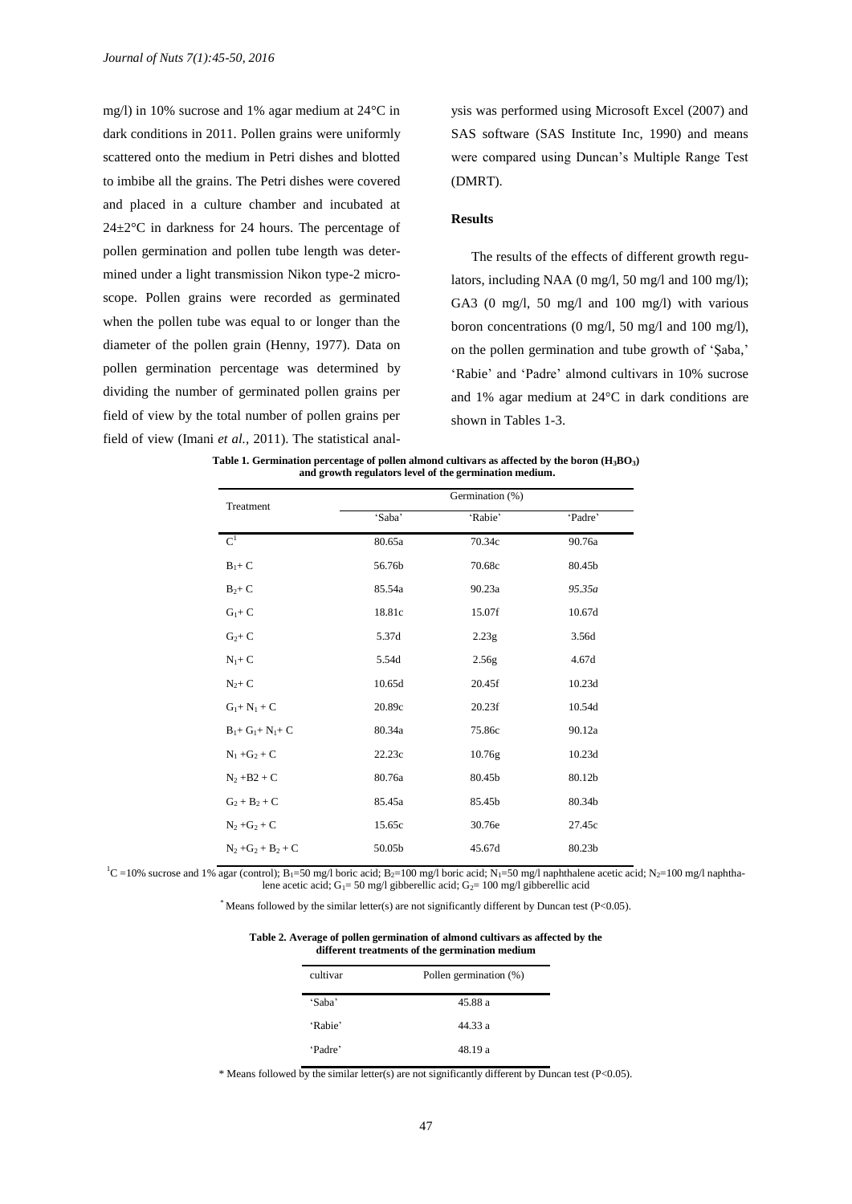mg/l) in 10% sucrose and 1% agar medium at 24°C in dark conditions in 2011. Pollen grains were uniformly scattered onto the medium in Petri dishes and blotted to imbibe all the grains. The Petri dishes were covered and placed in a culture chamber and incubated at 24±2°C in darkness for 24 hours. The percentage of pollen germination and pollen tube length was determined under a light transmission Nikon type-2 microscope. Pollen grains were recorded as germinated when the pollen tube was equal to or longer than the diameter of the pollen grain (Henny, 1977). Data on pollen germination percentage was determined by dividing the number of germinated pollen grains per field of view by the total number of pollen grains per field of view (Imani *et al.*, 2011). The statistical analysis was performed using Microsoft Excel (2007) and SAS software (SAS Institute Inc, 1990) and means were compared using Duncan's Multiple Range Test (DMRT).

## Results

The results of the effects of different growth regulators, including NAA (0 mg/l, 50 mg/l and 100 mg/l); GA3 (0 mg/l, 50 mg/l and 100 mg/l) with various boron concentrations (0 mg/l, 50 mg/l and 100 mg/l), on the pollen germination and tube growth of 'Şaba,' 'Rabie' and 'Padre' almond cultivars in 10% sucrose and 1% agar medium at 24°C in dark conditions are shown in Tables 1-3.

**Table 1. Germination percentage of pollen almond cultivars as affected by the boron ($H_3BO_3$) and growth regulators level of the germination medium.**

| Treatment | Germination (%) | | |
|---|---|---|---|
| | 'Saba' | 'Rabie' | 'Padre' |
| C[1] | 80.65a | 70.34c | 90.76a |
| $B_1$+ C | 56.76b | 70.68c | 80.45b |
| $B_2$+ C | 85.54a | 90.23a | *95.35a* |
| $G_1$+ C | 18.81c | 15.07f | 10.67d |
| $G_2$+ C | 5.37d | 2.23g | 3.56d |
| $N_1$+ C | 5.54d | 2.56g | 4.67d |
| $N_2$+ C | 10.65d | 20.45f | 10.23d |
| $G_1$+ $N_1$ + C | 20.89c | 20.23f | 10.54d |
| $B_1$+ $G_1$+ $N_1$+ C | 80.34a | 75.86c | 90.12a |
| $N_1$ +$G_2$ + C | 22.23c | 10.76g | 10.23d |
| $N_2$ +B2 + C | 80.76a | 80.45b | 80.12b |
| $G_2$ + $B_2$ + C | 85.45a | 85.45b | 80.34b |
| $N_2$ +$G_2$ + C | 15.65c | 30.76e | 27.45c |
| $N_2$ +$G_2$ + $B_2$ + C | 50.05b | 45.67d | 80.23b |

[1]C =10% sucrose and 1% agar (control); $B_1$=50 mg/l boric acid; $B_2$=100 mg/l boric acid; $N_1$=50 mg/l naphthalene acetic acid; $N_2$=100 mg/l naphthalene acetic acid; $G_1$= 50 mg/l gibberellic acid; $G_2$= 100 mg/l gibberellic acid

* Means followed by the similar letter(s) are not significantly different by Duncan test (P<0.05).

**Table 2. Average of pollen germination of almond cultivars as affected by the different treatments of the germination medium**

| cultivar | Pollen germination (%) |
|---|---|
| 'Saba' | 45.88 a |
| 'Rabie' | 44.33 a |
| 'Padre' | 48.19 a |

\* Means followed by the similar letter(s) are not significantly different by Duncan test (P<0.05).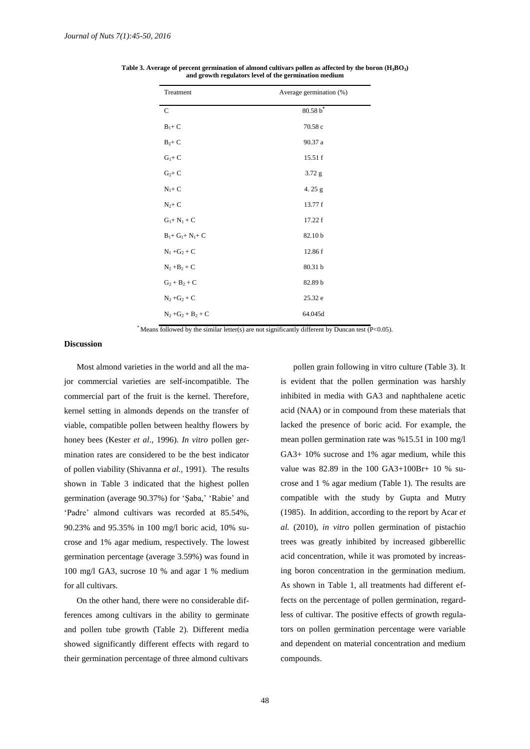**Table 3. Average of percent germination of almond cultivars pollen as affected by the boron ($H_3BO_3$) and growth regulators level of the germination medium**

| Treatment | Average germination (%) |
|---|---|
| C | 80.58 b* |
| $B_1$+ C | 70.58 c |
| $B_2$+ C | 90.37 a |
| $G_1$+ C | 15.51 f |
| $G_2$+ C | 3.72 g |
| $N_1$+ C | 4. 25 g |
| $N_2$+ C | 13.77 f |
| $G_1$+ $N_1$ + C | 17.22 f |
| $B_1$+ $G_1$+ $N_1$+ C | 82.10 b |
| $N_1$ +$G_2$ + C | 12.86 f |
| $N_2$ +$B_2$ + C | 80.31 b |
| $G_2$ + $B_2$ + C | 82.89 b |
| $N_2$ +$G_2$ + C | 25.32 e |
| $N_2$ +$G_2$ + $B_2$ + C | 64.045d |

* Means followed by the similar letter(s) are not significantly different by Duncan test ($P<0.05$).

**Discussion**

Most almond varieties in the world and all the major commercial varieties are self-incompatible. The commercial part of the fruit is the kernel. Therefore, kernel setting in almonds depends on the transfer of viable, compatible pollen between healthy flowers by honey bees (Kester *et al*., 1996). *In vitro* pollen germination rates are considered to be the best indicator of pollen viability (Shivanna *et al.*, 1991). The results shown in Table 3 indicated that the highest pollen germination (average 90.37%) for 'Şaba,' 'Rabie' and 'Padre' almond cultivars was recorded at 85.54%, 90.23% and 95.35% in 100 mg/l boric acid, 10% sucrose and 1% agar medium, respectively. The lowest germination percentage (average 3.59%) was found in 100 mg/l GA3, sucrose 10 % and agar 1 % medium for all cultivars.

On the other hand, there were no considerable differences among cultivars in the ability to germinate and pollen tube growth (Table 2). Different media showed significantly different effects with regard to their germination percentage of three almond cultivars pollen grain following in vitro culture (Table 3). It is evident that the pollen germination was harshly inhibited in media with GA3 and naphthalene acetic acid (NAA) or in compound from these materials that lacked the presence of boric acid. For example, the mean pollen germination rate was %15.51 in 100 mg/l GA3+ 10% sucrose and 1% agar medium, while this value was 82.89 in the 100 GA3+100Br+ 10 % sucrose and 1 % agar medium (Table 1). The results are compatible with the study by Gupta and Mutry (1985). In addition, according to the report by Acar *et al.* (2010), *in vitro* pollen germination of pistachio trees was greatly inhibited by increased gibberellic acid concentration, while it was promoted by increasing boron concentration in the germination medium. As shown in Table 1, all treatments had different effects on the percentage of pollen germination, regardless of cultivar. The positive effects of growth regulators on pollen germination percentage were variable and dependent on material concentration and medium compounds.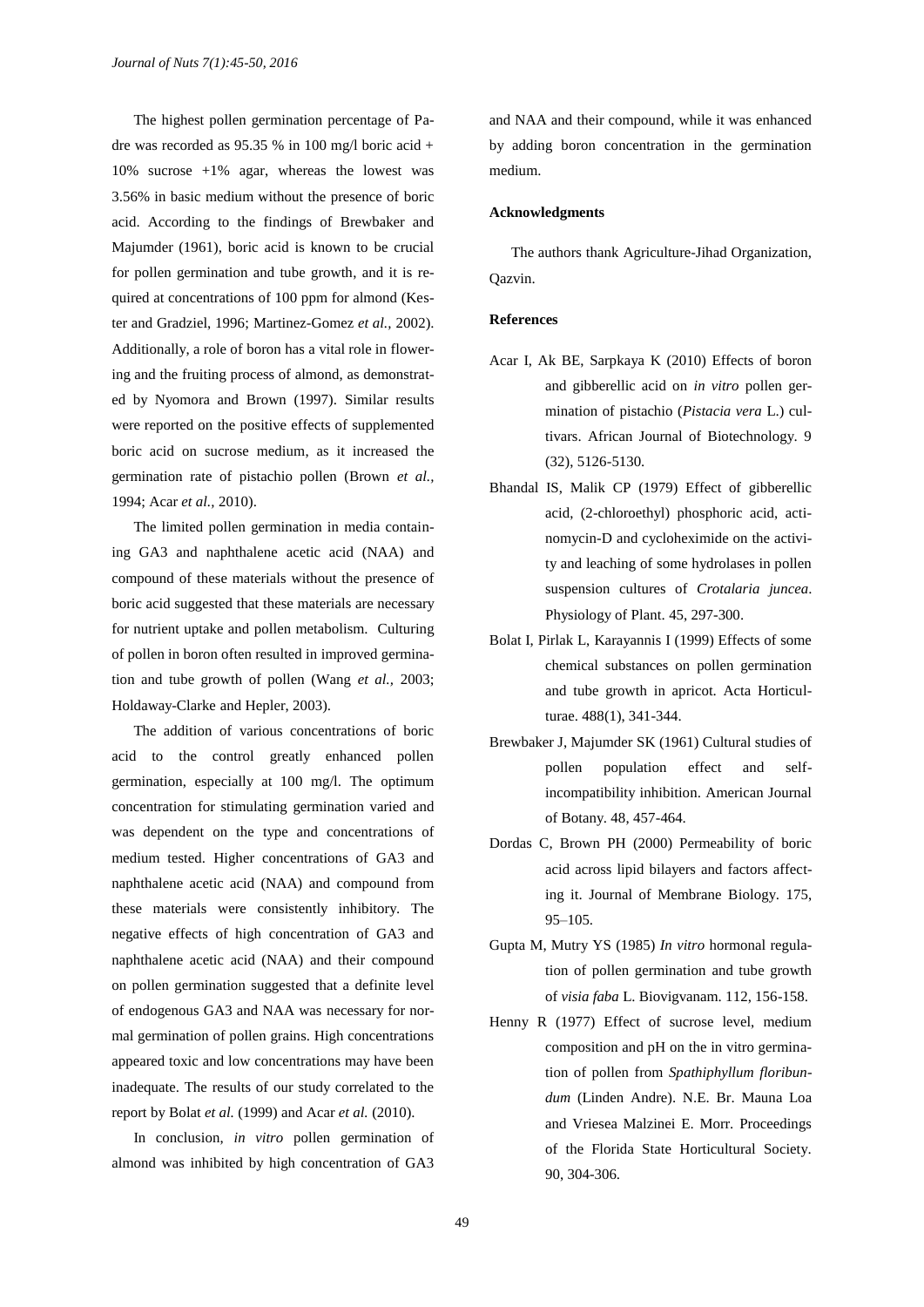The highest pollen germination percentage of Padre was recorded as 95.35 % in 100 mg/l boric acid + 10% sucrose +1% agar, whereas the lowest was 3.56% in basic medium without the presence of boric acid. According to the findings of Brewbaker and Majumder (1961), boric acid is known to be crucial for pollen germination and tube growth, and it is required at concentrations of 100 ppm for almond (Kester and Gradziel, 1996; Martinez-Gomez *et al.,* 2002). Additionally, a role of boron has a vital role in flowering and the fruiting process of almond, as demonstrated by Nyomora and Brown (1997). Similar results were reported on the positive effects of supplemented boric acid on sucrose medium, as it increased the germination rate of pistachio pollen (Brown *et al.,* 1994; Acar *et al.,* 2010).

The limited pollen germination in media containing GA3 and naphthalene acetic acid (NAA) and compound of these materials without the presence of boric acid suggested that these materials are necessary for nutrient uptake and pollen metabolism. Culturing of pollen in boron often resulted in improved germination and tube growth of pollen (Wang *et al.,* 2003; Holdaway-Clarke and Hepler, 2003).

The addition of various concentrations of boric acid to the control greatly enhanced pollen germination, especially at 100 mg/l. The optimum concentration for stimulating germination varied and was dependent on the type and concentrations of medium tested. Higher concentrations of GA3 and naphthalene acetic acid (NAA) and compound from these materials were consistently inhibitory. The negative effects of high concentration of GA3 and naphthalene acetic acid (NAA) and their compound on pollen germination suggested that a definite level of endogenous GA3 and NAA was necessary for normal germination of pollen grains. High concentrations appeared toxic and low concentrations may have been inadequate. The results of our study correlated to the report by Bolat *et al.* (1999) and Acar *et al.* (2010).

In conclusion, *in vitro* pollen germination of almond was inhibited by high concentration of GA3 and NAA and their compound, while it was enhanced by adding boron concentration in the germination medium.

**Acknowledgments**

The authors thank Agriculture-Jihad Organization, Qazvin.

**References**

Acar I, Ak BE, Sarpkaya K (2010) Effects of boron and gibberellic acid on *in vitro* pollen germination of pistachio (*Pistacia vera* L.) cultivars. African Journal of Biotechnology. 9 (32), 5126-5130.

Bhandal IS, Malik CP (1979) Effect of gibberellic acid, (2-chloroethyl) phosphoric acid, actinomycin-D and cycloheximide on the activity and leaching of some hydrolases in pollen suspension cultures of *Crotalaria juncea*. Physiology of Plant. 45, 297-300.

Bolat I, Pirlak L, Karayannis I (1999) Effects of some chemical substances on pollen germination and tube growth in apricot. Acta Horticulturae. 488(1), 341-344.

Brewbaker J, Majumder SK (1961) Cultural studies of pollen population effect and self-incompatibility inhibition. American Journal of Botany. 48, 457-464.

Dordas C, Brown PH (2000) Permeability of boric acid across lipid bilayers and factors affecting it. Journal of Membrane Biology. 175, 95–105.

Gupta M, Mutry YS (1985) *In vitro* hormonal regulation of pollen germination and tube growth of *visia faba* L. Biovigvanam. 112, 156-158.

Henny R (1977) Effect of sucrose level, medium composition and pH on the in vitro germination of pollen from *Spathiphyllum floribundum* (Linden Andre). N.E. Br. Mauna Loa and Vriesea Malzinei E. Morr. Proceedings of the Florida State Horticultural Society. 90, 304-306.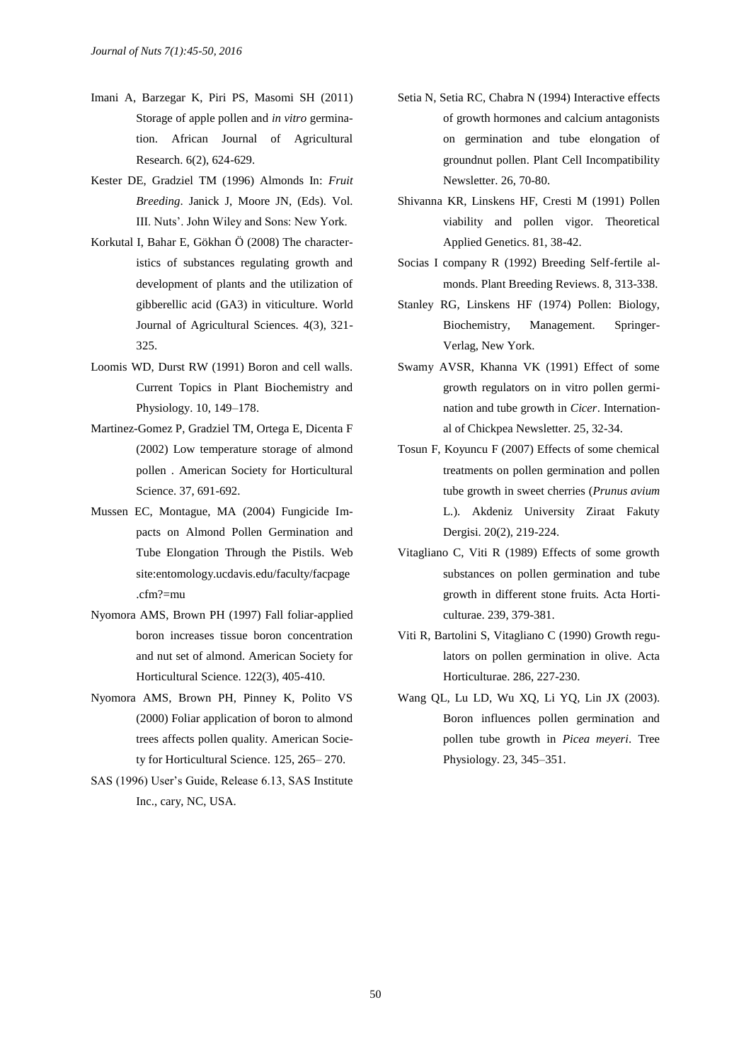Imani A, Barzegar K, Piri PS, Masomi SH (2011) Storage of apple pollen and *in vitro* germination. African Journal of Agricultural Research. 6(2), 624-629.

Kester DE, Gradziel TM (1996) Almonds In: *Fruit Breeding*. Janick J, Moore JN, (Eds). Vol. III. Nuts'. John Wiley and Sons: New York.

Korkutal I, Bahar E, Gökhan Ö (2008) The characteristics of substances regulating growth and development of plants and the utilization of gibberellic acid (GA3) in viticulture. World Journal of Agricultural Sciences. 4(3), 321-325.

Loomis WD, Durst RW (1991) Boron and cell walls. Current Topics in Plant Biochemistry and Physiology. 10, 149–178.

Martinez-Gomez P, Gradziel TM, Ortega E, Dicenta F (2002) Low temperature storage of almond pollen . American Society for Horticultural Science. 37, 691-692.

Mussen EC, Montague, MA (2004) Fungicide Impacts on Almond Pollen Germination and Tube Elongation Through the Pistils. Web site:entomology.ucdavis.edu/faculty/facpage .cfm?=mu

Nyomora AMS, Brown PH (1997) Fall foliar-applied boron increases tissue boron concentration and nut set of almond. American Society for Horticultural Science. 122(3), 405-410.

Nyomora AMS, Brown PH, Pinney K, Polito VS (2000) Foliar application of boron to almond trees affects pollen quality. American Society for Horticultural Science. 125, 265– 270.

SAS (1996) User's Guide, Release 6.13, SAS Institute Inc., cary, NC, USA.

Setia N, Setia RC, Chabra N (1994) Interactive effects of growth hormones and calcium antagonists on germination and tube elongation of groundnut pollen. Plant Cell Incompatibility Newsletter. 26, 70-80.

Shivanna KR, Linskens HF, Cresti M (1991) Pollen viability and pollen vigor. Theoretical Applied Genetics. 81, 38-42.

Socias I company R (1992) Breeding Self-fertile almonds. Plant Breeding Reviews. 8, 313-338.

Stanley RG, Linskens HF (1974) Pollen: Biology, Biochemistry, Management. Springer-Verlag, New York.

Swamy AVSR, Khanna VK (1991) Effect of some growth regulators on in vitro pollen germination and tube growth in *Cicer*. International of Chickpea Newsletter. 25, 32-34.

Tosun F, Koyuncu F (2007) Effects of some chemical treatments on pollen germination and pollen tube growth in sweet cherries (*Prunus avium* L.). Akdeniz University Ziraat Fakuty Dergisi. 20(2), 219-224.

Vitagliano C, Viti R (1989) Effects of some growth substances on pollen germination and tube growth in different stone fruits. Acta Horticulturae. 239, 379-381.

Viti R, Bartolini S, Vitagliano C (1990) Growth regulators on pollen germination in olive. Acta Horticulturae. 286, 227-230.

Wang QL, Lu LD, Wu XQ, Li YQ, Lin JX (2003). Boron influences pollen germination and pollen tube growth in *Picea meyeri*. Tree Physiology. 23, 345–351.